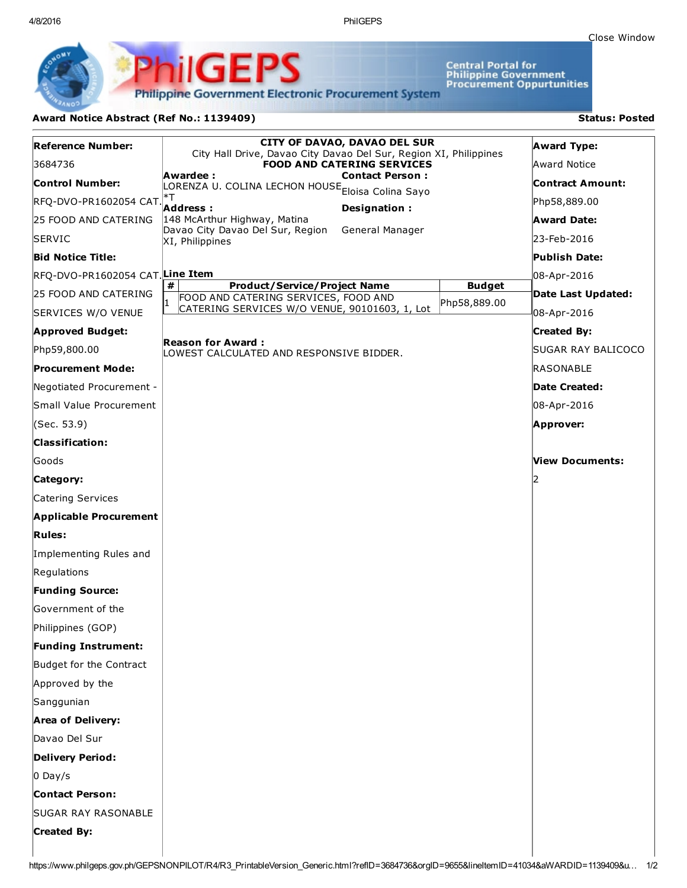Close Window

**PhilGEPS** Philippine Government Electronic Procurement System

Central Portal for Philippine Government Procurement Oppurtunities

## Award Notice Abstract (Ref No.: 1139409)

**Status: Posted**

**Reference Number:**
3684736

**Control Number:**
RFQ-DVO-PR1602054 CAT. 25 FOOD AND CATERING SERVIC

**Bid Notice Title:**
RFQ-DVO-PR1602054 CAT. 25 FOOD AND CATERING SERVICES W/O VENUE

**Approved Budget:**
Php59,800.00

**Procurement Mode:**
Negotiated Procurement - Small Value Procurement (Sec. 53.9)

**Classification:**
Goods

**Category:**
Catering Services

**Applicable Procurement Rules:**
Implementing Rules and Regulations

**Funding Source:**
Government of the Philippines (GOP)

**Funding Instrument:**
Budget for the Contract Approved by the Sanggunian

**Area of Delivery:**
Davao Del Sur

**Delivery Period:**
0 Day/s

**Contact Person:**
SUGAR RAY RASONABLE

**Created By:**

---

**CITY OF DAVAO, DAVAO DEL SUR**
City Hall Drive, Davao City Davao Del Sur, Region XI, Philippines
**FOOD AND CATERING SERVICES**

**Awardee :**
LORENZA U. COLINA LECHON HOUSE *T

**Address :**
148 McArthur Highway, Matina Davao City Davao Del Sur, Region XI, Philippines

**Contact Person :**
Eloisa Colina Sayo

**Designation :**
General Manager

**Line Item**

| # | Product/Service/Project Name | Budget |
|---|---|---|
| 1 | FOOD AND CATERING SERVICES, FOOD AND CATERING SERVICES W/O VENUE, 90101603, 1, Lot | Php58,889.00 |

**Reason for Award :**
LOWEST CALCULATED AND RESPONSIVE BIDDER.

---

**Award Type:**
Award Notice

**Contract Amount:**
Php58,889.00

**Award Date:**
23-Feb-2016

**Publish Date:**
08-Apr-2016

**Date Last Updated:**
08-Apr-2016

**Created By:**
SUGAR RAY BALICOCO RASONABLE

**Date Created:**
08-Apr-2016

**Approver:**

**View Documents:**
2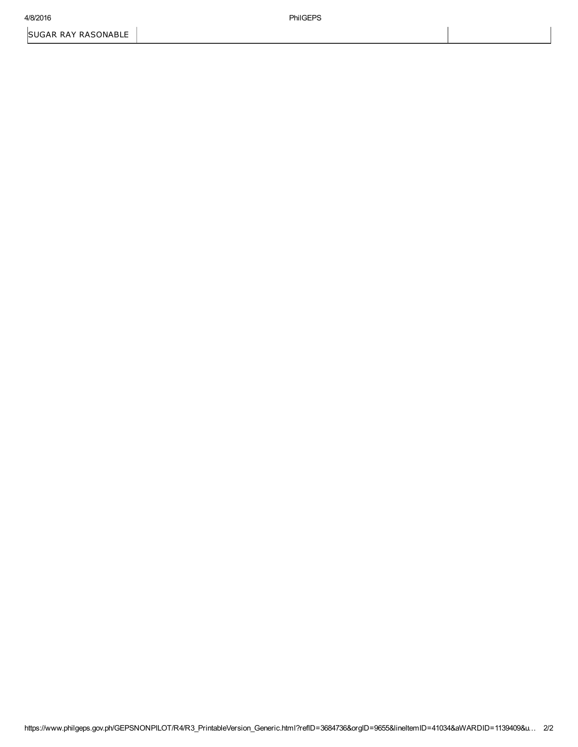| | | |
|---|---|---|
| SUGAR RAY RASONABLE | | |